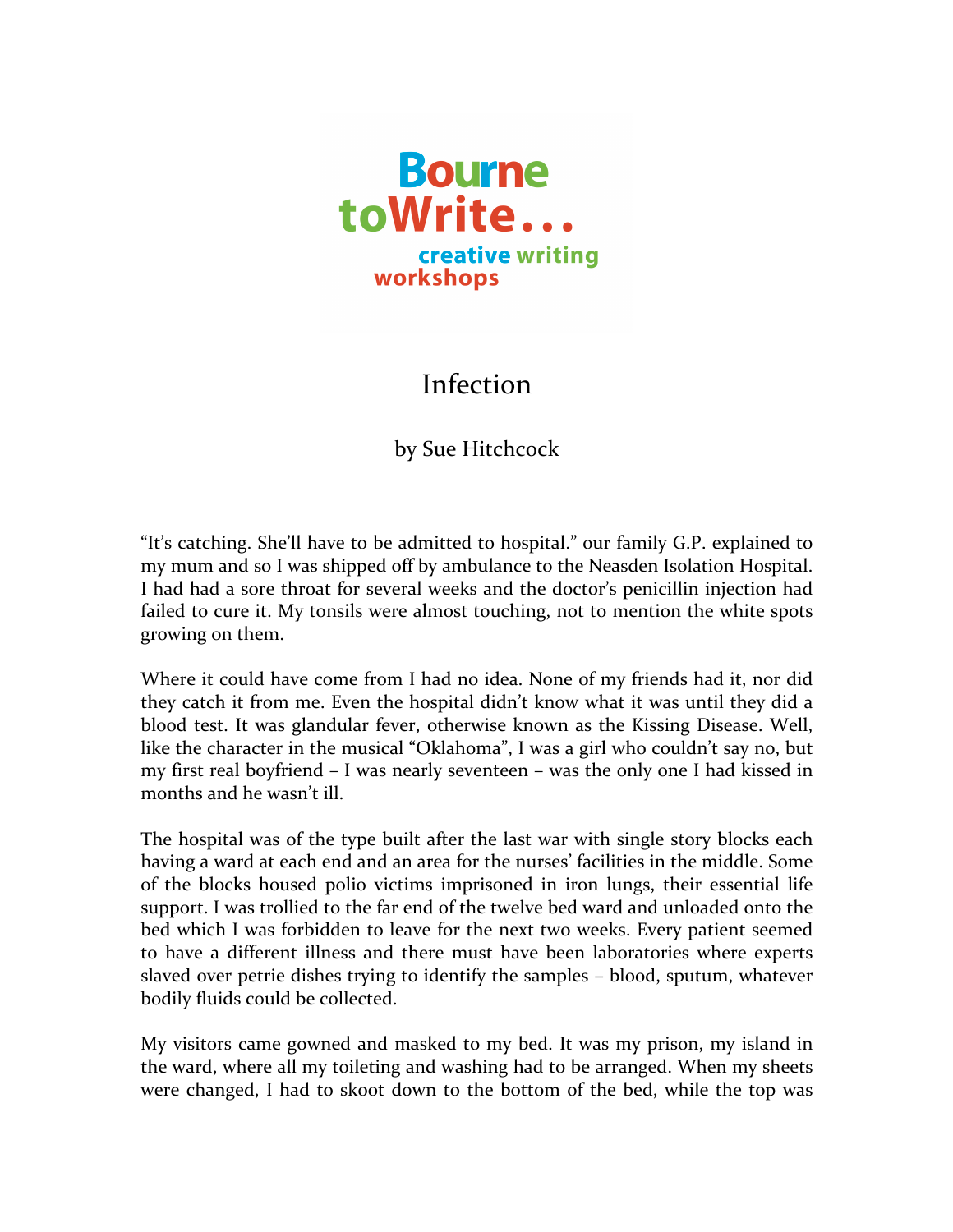Bourne toWrite... creative writing workshops

# Infection

by Sue Hitchcock

"It's catching. She'll have to be admitted to hospital." our family G.P. explained to my mum and so I was shipped off by ambulance to the Neasden Isolation Hospital. I had had a sore throat for several weeks and the doctor's penicillin injection had failed to cure it. My tonsils were almost touching, not to mention the white spots growing on them.

Where it could have come from I had no idea. None of my friends had it, nor did they catch it from me. Even the hospital didn't know what it was until they did a blood test. It was glandular fever, otherwise known as the Kissing Disease. Well, like the character in the musical "Oklahoma", I was a girl who couldn't say no, but my first real boyfriend – I was nearly seventeen – was the only one I had kissed in months and he wasn't ill.

The hospital was of the type built after the last war with single story blocks each having a ward at each end and an area for the nurses' facilities in the middle. Some of the blocks housed polio victims imprisoned in iron lungs, their essential life support. I was trollied to the far end of the twelve bed ward and unloaded onto the bed which I was forbidden to leave for the next two weeks. Every patient seemed to have a different illness and there must have been laboratories where experts slaved over petrie dishes trying to identify the samples – blood, sputum, whatever bodily fluids could be collected.

My visitors came gowned and masked to my bed. It was my prison, my island in the ward, where all my toileting and washing had to be arranged. When my sheets were changed, I had to skoot down to the bottom of the bed, while the top was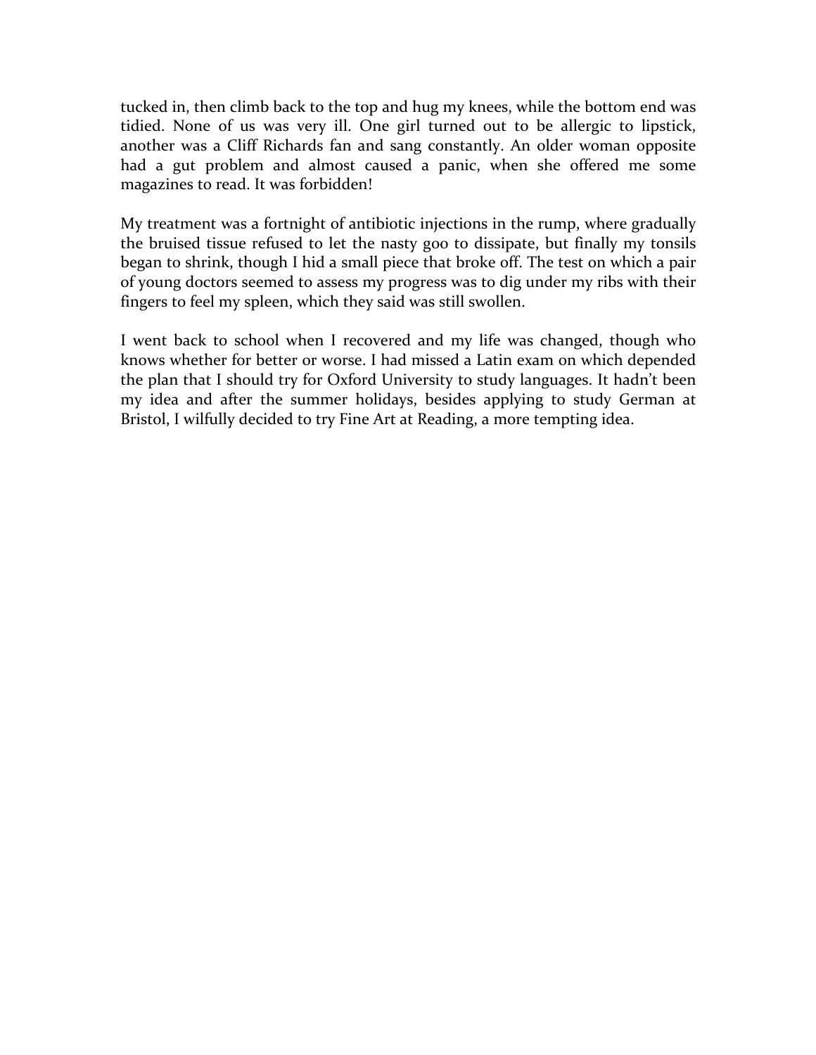tucked in, then climb back to the top and hug my knees, while the bottom end was tidied. None of us was very ill. One girl turned out to be allergic to lipstick, another was a Cliff Richards fan and sang constantly. An older woman opposite had a gut problem and almost caused a panic, when she offered me some magazines to read. It was forbidden!

My treatment was a fortnight of antibiotic injections in the rump, where gradually the bruised tissue refused to let the nasty goo to dissipate, but finally my tonsils began to shrink, though I hid a small piece that broke off. The test on which a pair of young doctors seemed to assess my progress was to dig under my ribs with their fingers to feel my spleen, which they said was still swollen.

I went back to school when I recovered and my life was changed, though who knows whether for better or worse. I had missed a Latin exam on which depended the plan that I should try for Oxford University to study languages. It hadn't been my idea and after the summer holidays, besides applying to study German at Bristol, I wilfully decided to try Fine Art at Reading, a more tempting idea.